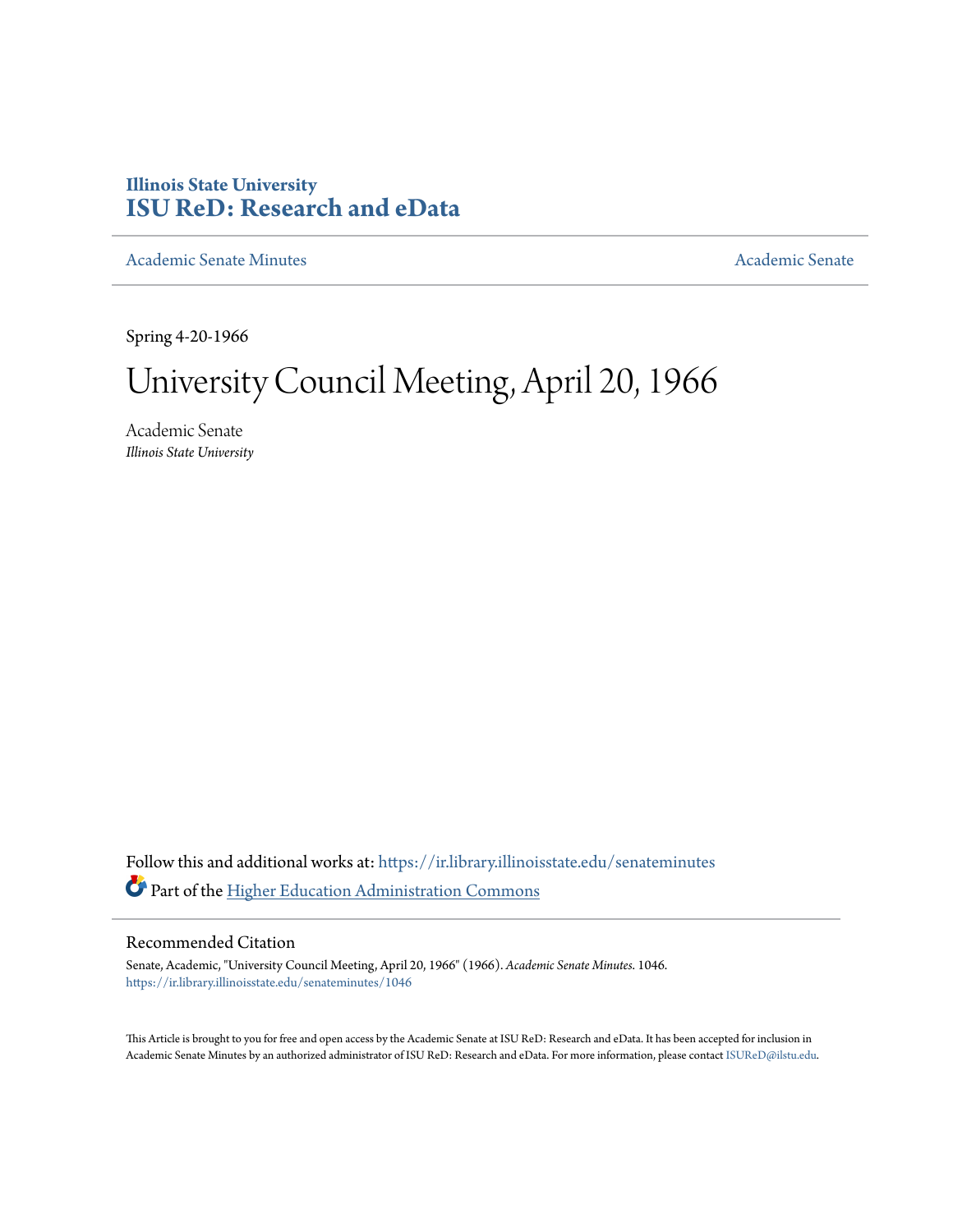Illinois State University
# ISU ReD: Research and eData

Academic Senate Minutes | Academic Senate

Spring 4-20-1966

# University Council Meeting, April 20, 1966

Academic Senate
*Illinois State University*

Follow this and additional works at: https://ir.library.illinoisstate.edu/senateminutes

Part of the Higher Education Administration Commons

## Recommended Citation

Senate, Academic, "University Council Meeting, April 20, 1966" (1966). *Academic Senate Minutes*. 1046.
https://ir.library.illinoisstate.edu/senateminutes/1046

This Article is brought to you for free and open access by the Academic Senate at ISU ReD: Research and eData. It has been accepted for inclusion in Academic Senate Minutes by an authorized administrator of ISU ReD: Research and eData. For more information, please contact ISUReD@ilstu.edu.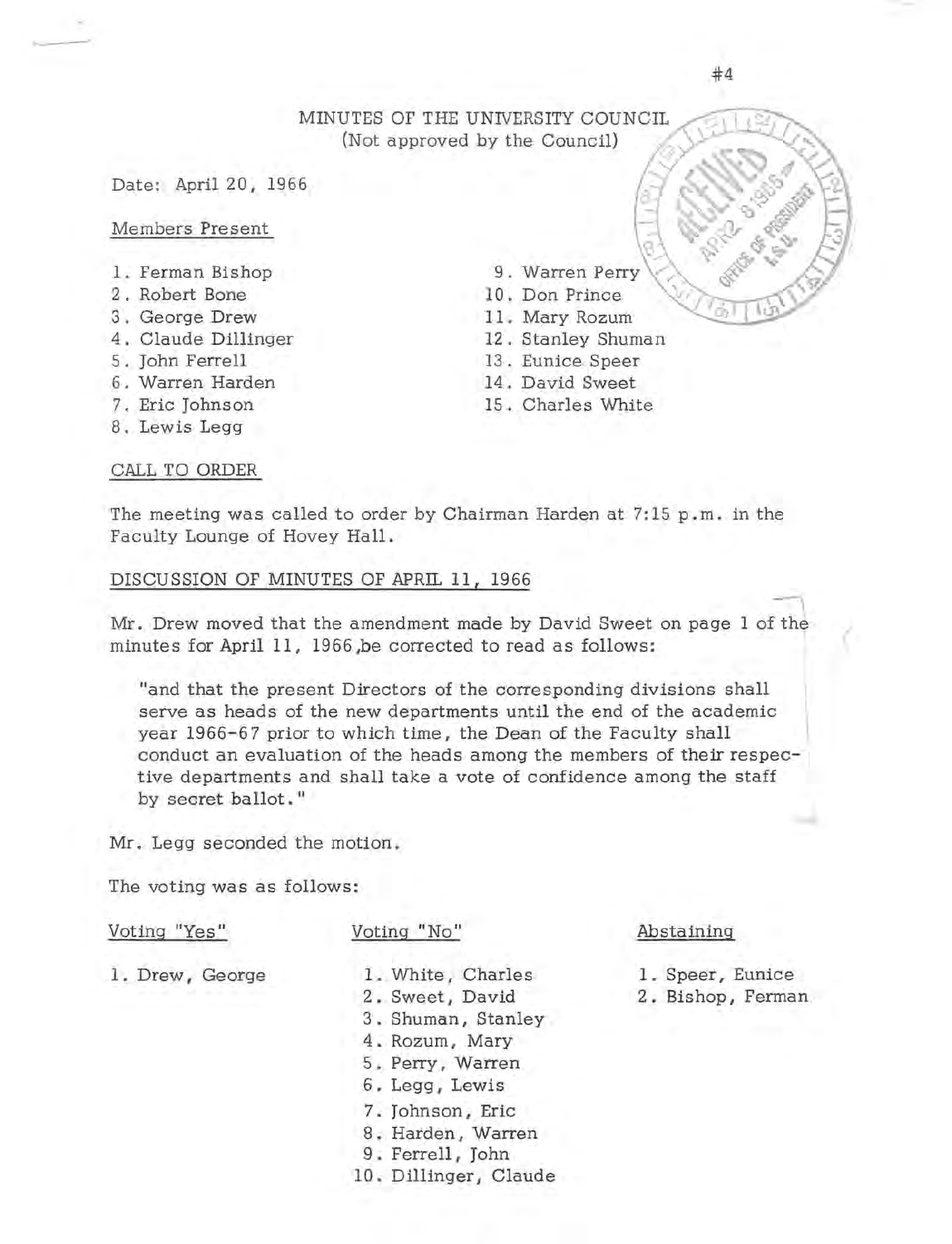MINUTES OF THE UNIVERSITY COUNCIL
(Not approved by the Council)

Date: April 20, 1966

Members Present

1. Ferman Bishop
2. Robert Bone
3. George Drew
4. Claude Dillinger
5. John Ferrell
6. Warren Harden
7. Eric Johnson
8. Lewis Legg
9. Warren Perry
10. Don Prince
11. Mary Rozum
12. Stanley Shuman
13. Eunice Speer
14. David Sweet
15. Charles White

CALL TO ORDER

The meeting was called to order by Chairman Harden at 7:15 p.m. in the Faculty Lounge of Hovey Hall.

DISCUSSION OF MINUTES OF APRIL 11, 1966

Mr. Drew moved that the amendment made by David Sweet on page 1 of the minutes for April 11, 1966,be corrected to read as follows:

> "and that the present Directors of the corresponding divisions shall serve as heads of the new departments until the end of the academic year 1966-67 prior to which time, the Dean of the Faculty shall conduct an evaluation of the heads among the members of their respective departments and shall take a vote of confidence among the staff by secret ballot."

Mr. Legg seconded the motion.

The voting was as follows:

| Voting "Yes" | Voting "No" | Abstaining |
|---|---|---|
| 1. Drew, George | 1. White, Charles | 1. Speer, Eunice |
| | 2. Sweet, David | 2. Bishop, Ferman |
| | 3. Shuman, Stanley | |
| | 4. Rozum, Mary | |
| | 5. Perry, Warren | |
| | 6. Legg, Lewis | |
| | 7. Johnson, Eric | |
| | 8. Harden, Warren | |
| | 9. Ferrell, John | |
| | 10. Dillinger, Claude | |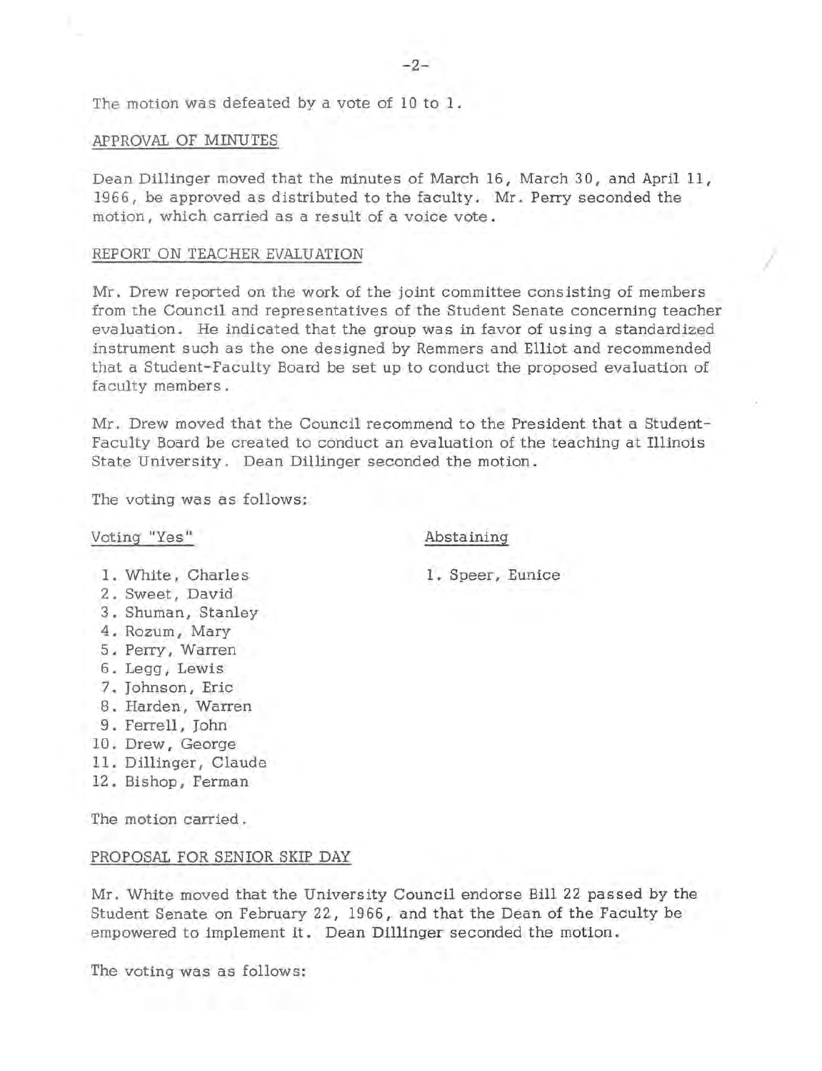The motion was defeated by a vote of 10 to 1.

APPROVAL OF MINUTES

Dean Dillinger moved that the minutes of March 16, March 30, and April 11, 1966, be approved as distributed to the faculty. Mr. Perry seconded the motion, which carried as a result of a voice vote.

REPORT ON TEACHER EVALUATION

Mr. Drew reported on the work of the joint committee consisting of members from the Council and representatives of the Student Senate concerning teacher evaluation. He indicated that the group was in favor of using a standardized instrument such as the one designed by Remmers and Elliot and recommended that a Student-Faculty Board be set up to conduct the proposed evaluation of faculty members.

Mr. Drew moved that the Council recommend to the President that a Student-Faculty Board be created to conduct an evaluation of the teaching at Illinois State University. Dean Dillinger seconded the motion.

The voting was as follows:

Voting "Yes"

1. White, Charles
2. Sweet, David
3. Shuman, Stanley
4. Rozum, Mary
5. Perry, Warren
6. Legg, Lewis
7. Johnson, Eric
8. Harden, Warren
9. Ferrell, John
10. Drew, George
11. Dillinger, Claude
12. Bishop, Ferman

Abstaining

1. Speer, Eunice

The motion carried.

PROPOSAL FOR SENIOR SKIP DAY

Mr. White moved that the University Council endorse Bill 22 passed by the Student Senate on February 22, 1966, and that the Dean of the Faculty be empowered to implement it. Dean Dillinger seconded the motion.

The voting was as follows: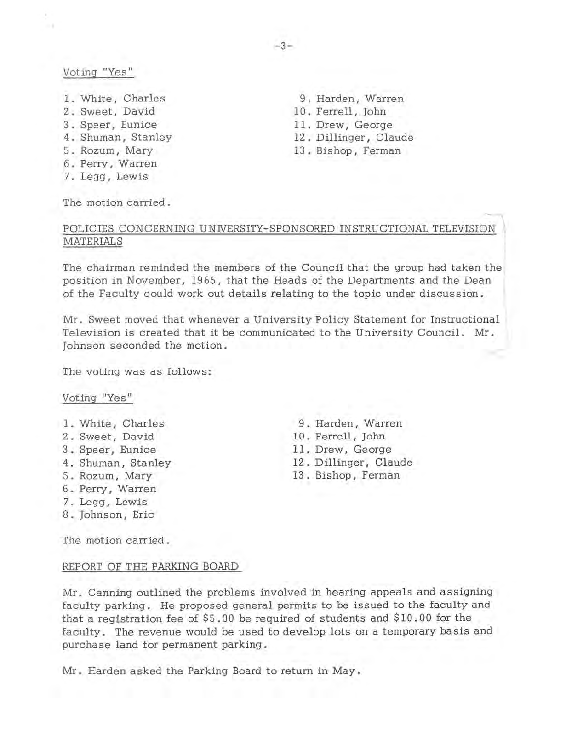Voting "Yes"

1. White, Charles
2. Sweet, David
3. Speer, Eunice
4. Shuman, Stanley
5. Rozum, Mary
6. Perry, Warren
7. Legg, Lewis
9. Harden, Warren
10. Ferrell, John
11. Drew, George
12. Dillinger, Claude
13. Bishop, Ferman

The motion carried.

POLICIES CONCERNING UNIVERSITY-SPONSORED INSTRUCTIONAL TELEVISION MATERIALS

The chairman reminded the members of the Council that the group had taken the position in November, 1965, that the Heads of the Departments and the Dean of the Faculty could work out details relating to the topic under discussion.

Mr. Sweet moved that whenever a University Policy Statement for Instructional Television is created that it be communicated to the University Council. Mr. Johnson seconded the motion.

The voting was as follows:

Voting "Yes"

1. White, Charles
2. Sweet, David
3. Speer, Eunice
4. Shuman, Stanley
5. Rozum, Mary
6. Perry, Warren
7. Legg, Lewis
8. Johnson, Eric
9. Harden, Warren
10. Ferrell, John
11. Drew, George
12. Dillinger, Claude
13. Bishop, Ferman

The motion carried.

REPORT OF THE PARKING BOARD

Mr. Canning outlined the problems involved in hearing appeals and assigning faculty parking. He proposed general permits to be issued to the faculty and that a registration fee of $5.00 be required of students and $10.00 for the faculty. The revenue would be used to develop lots on a temporary basis and purchase land for permanent parking.

Mr. Harden asked the Parking Board to return in May.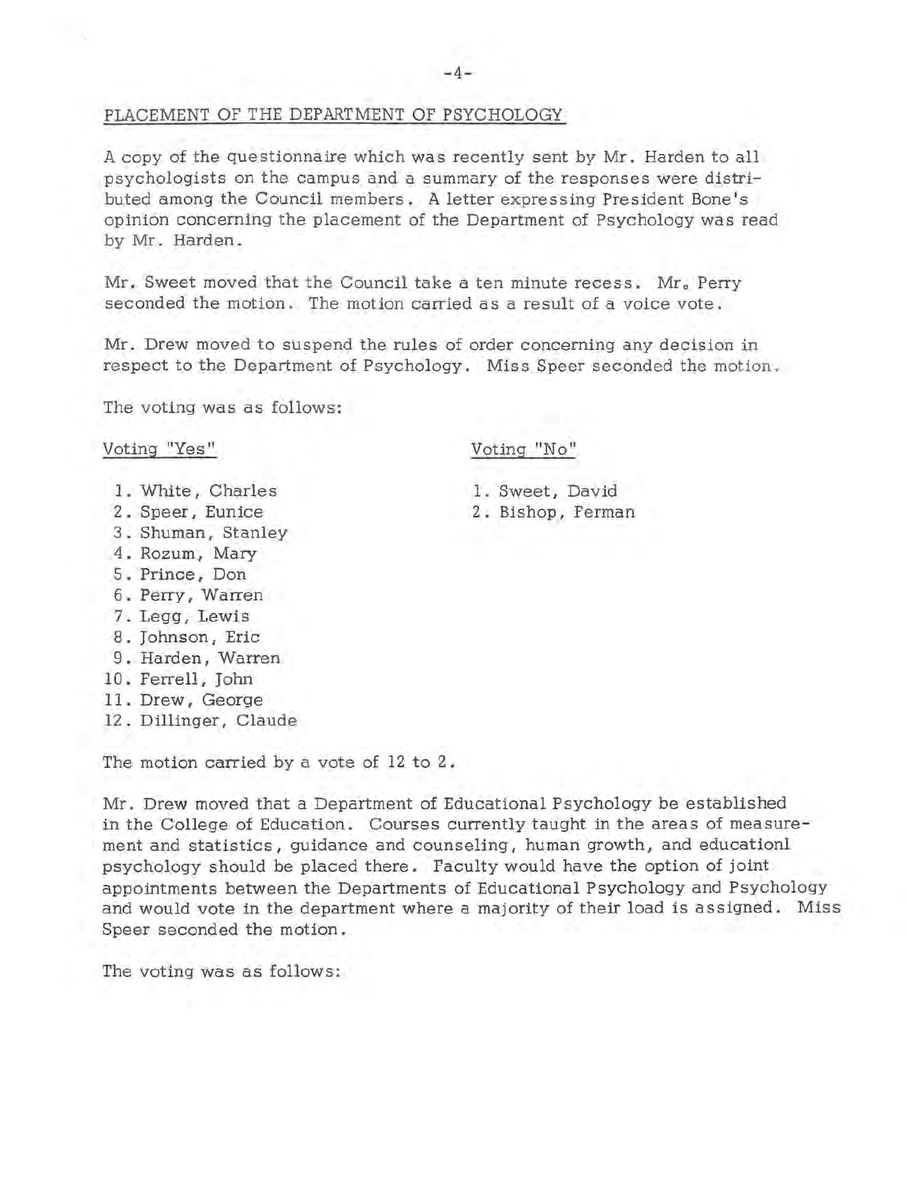PLACEMENT OF THE DEPARTMENT OF PSYCHOLOGY

A copy of the questionnaire which was recently sent by Mr. Harden to all psychologists on the campus and a summary of the responses were distributed among the Council members. A letter expressing President Bone's opinion concerning the placement of the Department of Psychology was read by Mr. Harden.

Mr. Sweet moved that the Council take a ten minute recess. Mr. Perry seconded the motion. The motion carried as a result of a voice vote.

Mr. Drew moved to suspend the rules of order concerning any decision in respect to the Department of Psychology. Miss Speer seconded the motion.

The voting was as follows:

Voting "Yes"

1. White, Charles
2. Speer, Eunice
3. Shuman, Stanley
4. Rozum, Mary
5. Prince, Don
6. Perry, Warren
7. Legg, Lewis
8. Johnson, Eric
9. Harden, Warren
10. Ferrell, John
11. Drew, George
12. Dillinger, Claude

Voting "No"

1. Sweet, David
2. Bishop, Ferman

The motion carried by a vote of 12 to 2.

Mr. Drew moved that a Department of Educational Psychology be established in the College of Education. Courses currently taught in the areas of measurement and statistics, guidance and counseling, human growth, and educationl psychology should be placed there. Faculty would have the option of joint appointments between the Departments of Educational Psychology and Psychology and would vote in the department where a majority of their load is assigned. Miss Speer seconded the motion.

The voting was as follows: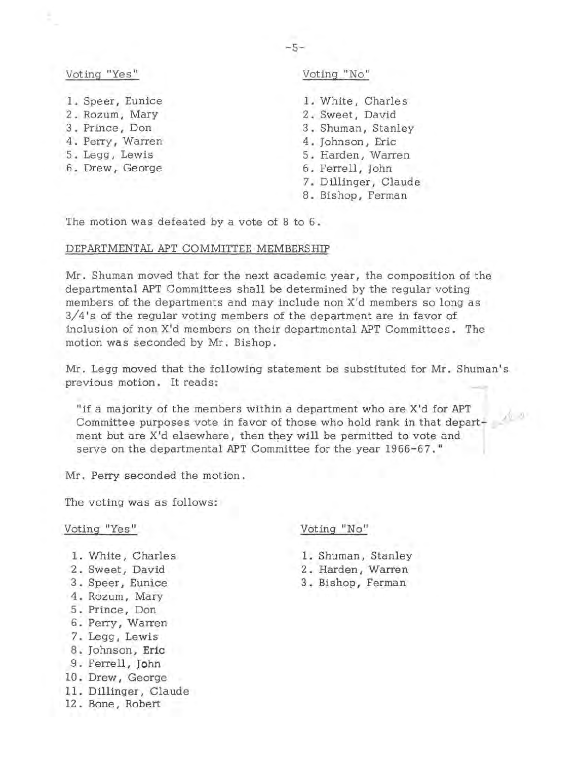| Voting "Yes" | Voting "No" |
|---|---|
| 1. Speer, Eunice | 1. White, Charles |
| 2. Rozum, Mary | 2. Sweet, David |
| 3. Prince, Don | 3. Shuman, Stanley |
| 4. Perry, Warren | 4. Johnson, Eric |
| 5. Legg, Lewis | 5. Harden, Warren |
| 6. Drew, George | 6. Ferrell, John |
| | 7. Dillinger, Claude |
| | 8. Bishop, Ferman |

The motion was defeated by a vote of 8 to 6.

DEPARTMENTAL APT COMMITTEE MEMBERSHIP

Mr. Shuman moved that for the next academic year, the composition of the departmental APT Committees shall be determined by the regular voting members of the departments and may include non X'd members so long as 3/4's of the regular voting members of the department are in favor of inclusion of non X'd members on their departmental APT Committees. The motion was seconded by Mr. Bishop.

Mr. Legg moved that the following statement be substituted for Mr. Shuman's previous motion. It reads:

> "if a majority of the members within a department who are X'd for APT Committee purposes vote in favor of those who hold rank in that department but are X'd elsewhere, then they will be permitted to vote and serve on the departmental APT Committee for the year 1966-67."

Mr. Perry seconded the motion.

The voting was as follows:

| Voting "Yes" | Voting "No" |
|---|---|
| 1. White, Charles | 1. Shuman, Stanley |
| 2. Sweet, David | 2. Harden, Warren |
| 3. Speer, Eunice | 3. Bishop, Ferman |
| 4. Rozum, Mary | |
| 5. Prince, Don | |
| 6. Perry, Warren | |
| 7. Legg, Lewis | |
| 8. Johnson, Eric | |
| 9. Ferrell, John | |
| 10. Drew, George | |
| 11. Dillinger, Claude | |
| 12. Bone, Robert | |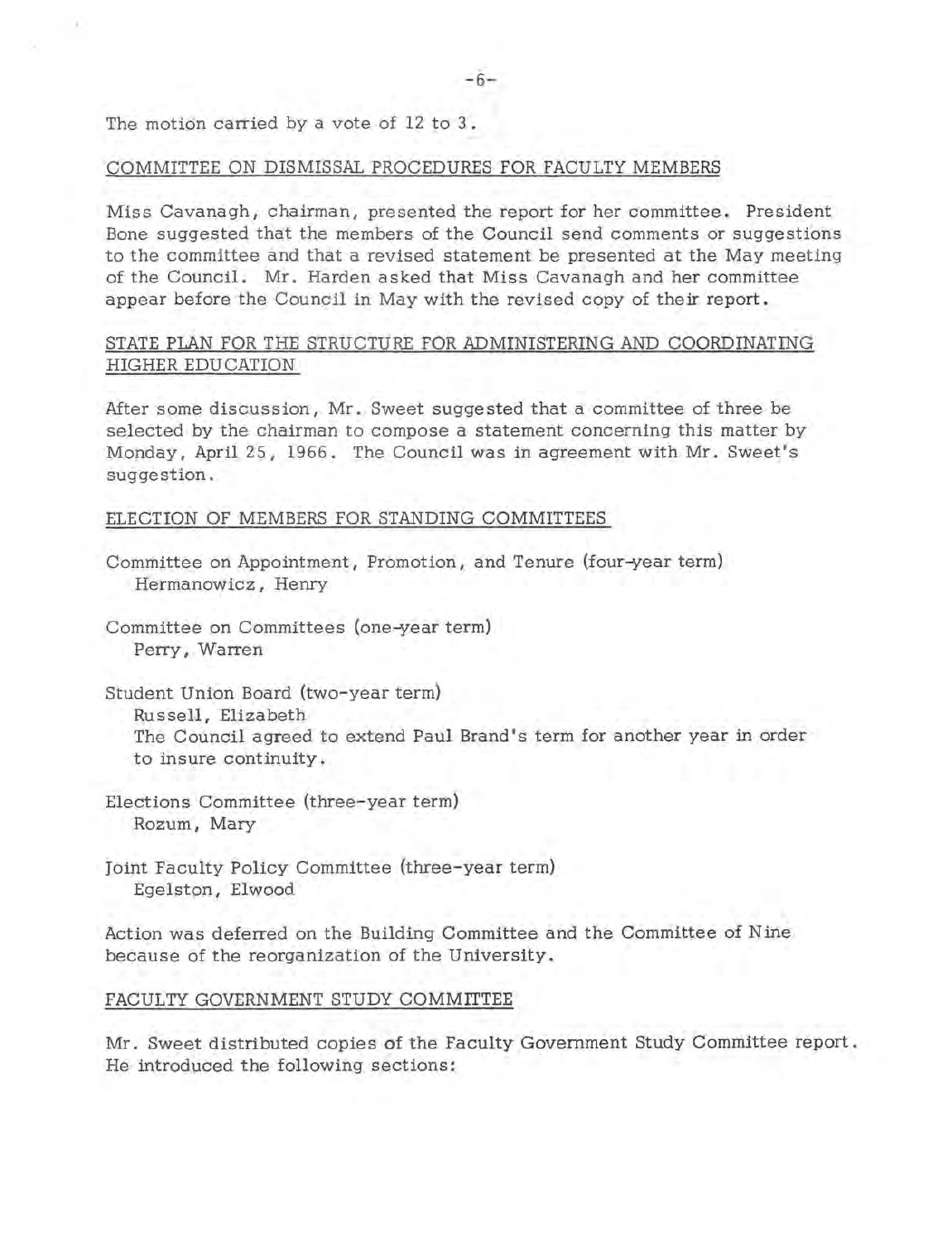The motion carried by a vote of 12 to 3.

COMMITTEE ON DISMISSAL PROCEDURES FOR FACULTY MEMBERS

Miss Cavanagh, chairman, presented the report for her committee. President Bone suggested that the members of the Council send comments or suggestions to the committee and that a revised statement be presented at the May meeting of the Council. Mr. Harden asked that Miss Cavanagh and her committee appear before the Council in May with the revised copy of their report.

STATE PLAN FOR THE STRUCTURE FOR ADMINISTERING AND COORDINATING HIGHER EDUCATION

After some discussion, Mr. Sweet suggested that a committee of three be selected by the chairman to compose a statement concerning this matter by Monday, April 25, 1966. The Council was in agreement with Mr. Sweet's suggestion.

ELECTION OF MEMBERS FOR STANDING COMMITTEES

Committee on Appointment, Promotion, and Tenure (four-year term)
Hermanowicz, Henry

Committee on Committees (one-year term)
Perry, Warren

Student Union Board (two-year term)
Russell, Elizabeth
The Council agreed to extend Paul Brand's term for another year in order to insure continuity.

Elections Committee (three-year term)
Rozum, Mary

Joint Faculty Policy Committee (three-year term)
Egelston, Elwood

Action was deferred on the Building Committee and the Committee of Nine because of the reorganization of the University.

FACULTY GOVERNMENT STUDY COMMITTEE

Mr. Sweet distributed copies of the Faculty Government Study Committee report. He introduced the following sections: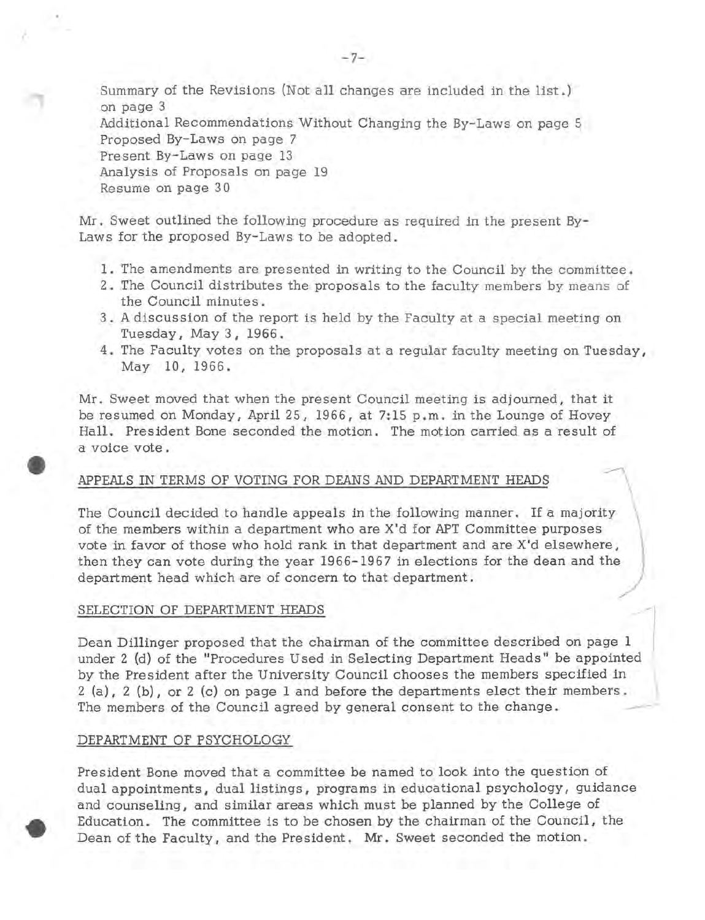Summary of the Revisions (Not all changes are included in the list.) on page 3
Additional Recommendations Without Changing the By-Laws on page 5
Proposed By-Laws on page 7
Present By-Laws on page 13
Analysis of Proposals on page 19
Resume on page 30

Mr. Sweet outlined the following procedure as required in the present By-Laws for the proposed By-Laws to be adopted.

1. The amendments are presented in writing to the Council by the committee.
2. The Council distributes the proposals to the faculty members by means of the Council minutes.
3. A discussion of the report is held by the Faculty at a special meeting on Tuesday, May 3, 1966.
4. The Faculty votes on the proposals at a regular faculty meeting on Tuesday, May 10, 1966.

Mr. Sweet moved that when the present Council meeting is adjourned, that it be resumed on Monday, April 25, 1966, at 7:15 p.m. in the Lounge of Hovey Hall. President Bone seconded the motion. The motion carried as a result of a voice vote.

APPEALS IN TERMS OF VOTING FOR DEANS AND DEPARTMENT HEADS

The Council decided to handle appeals in the following manner. If a majority of the members within a department who are X'd for APT Committee purposes vote in favor of those who hold rank in that department and are X'd elsewhere, then they can vote during the year 1966-1967 in elections for the dean and the department head which are of concern to that department.

SELECTION OF DEPARTMENT HEADS

Dean Dillinger proposed that the chairman of the committee described on page 1 under 2 (d) of the "Procedures Used in Selecting Department Heads" be appointed by the President after the University Council chooses the members specified in 2 (a), 2 (b), or 2 (c) on page 1 and before the departments elect their members. The members of the Council agreed by general consent to the change.

DEPARTMENT OF PSYCHOLOGY

President Bone moved that a committee be named to look into the question of dual appointments, dual listings, programs in educational psychology, guidance and counseling, and similar areas which must be planned by the College of Education. The committee is to be chosen by the chairman of the Council, the Dean of the Faculty, and the President. Mr. Sweet seconded the motion.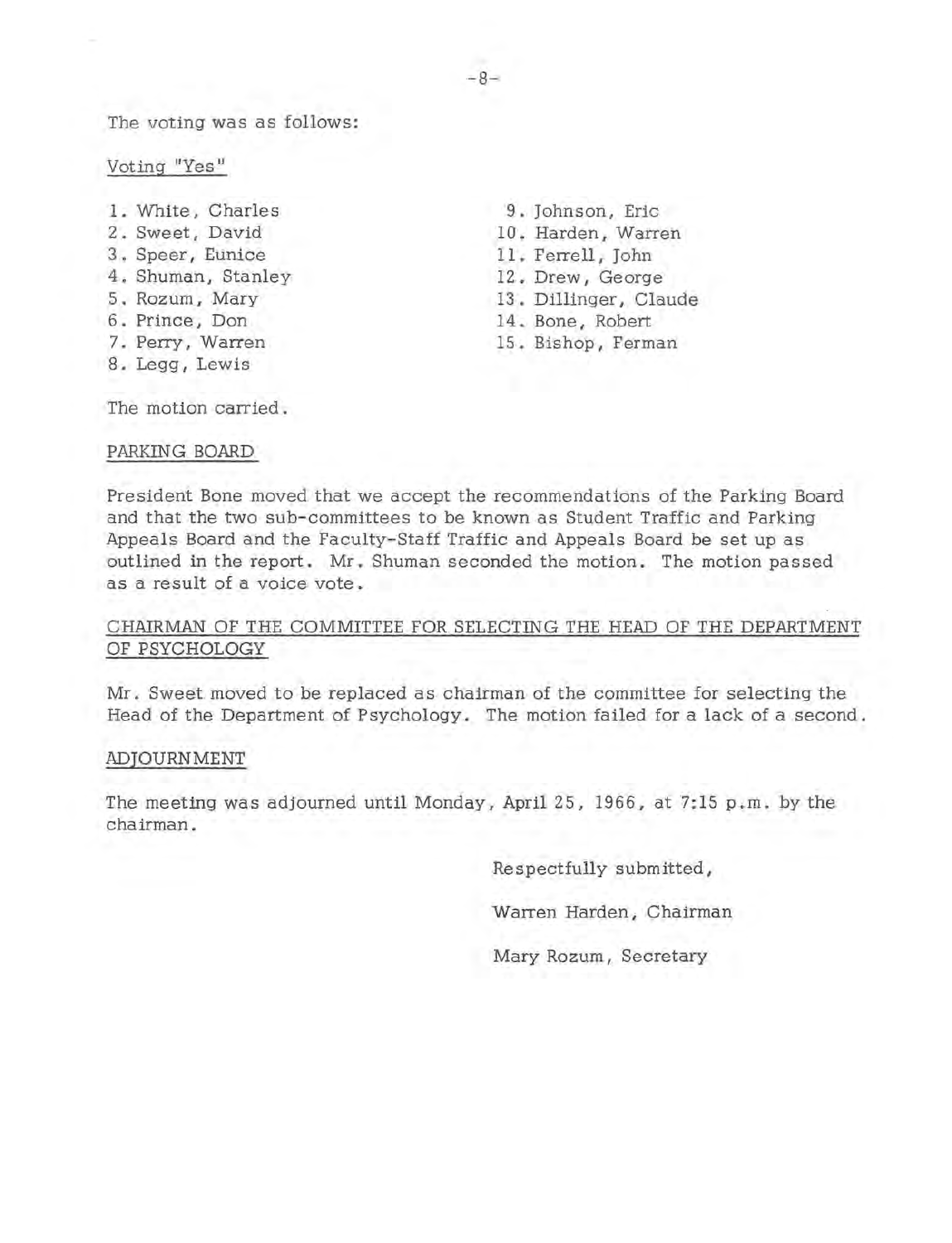The voting was as follows:

Voting "Yes"

1. White, Charles
2. Sweet, David
3. Speer, Eunice
4. Shuman, Stanley
5. Rozum, Mary
6. Prince, Don
7. Perry, Warren
8. Legg, Lewis
9. Johnson, Eric
10. Harden, Warren
11. Ferrell, John
12. Drew, George
13. Dillinger, Claude
14. Bone, Robert
15. Bishop, Ferman

The motion carried.

PARKING BOARD

President Bone moved that we accept the recommendations of the Parking Board and that the two sub-committees to be known as Student Traffic and Parking Appeals Board and the Faculty-Staff Traffic and Appeals Board be set up as outlined in the report. Mr. Shuman seconded the motion. The motion passed as a result of a voice vote.

CHAIRMAN OF THE COMMITTEE FOR SELECTING THE HEAD OF THE DEPARTMENT OF PSYCHOLOGY

Mr. Sweet moved to be replaced as chairman of the committee for selecting the Head of the Department of Psychology. The motion failed for a lack of a second.

ADJOURNMENT

The meeting was adjourned until Monday, April 25, 1966, at 7:15 p.m. by the chairman.

Respectfully submitted,

Warren Harden, Chairman

Mary Rozum, Secretary